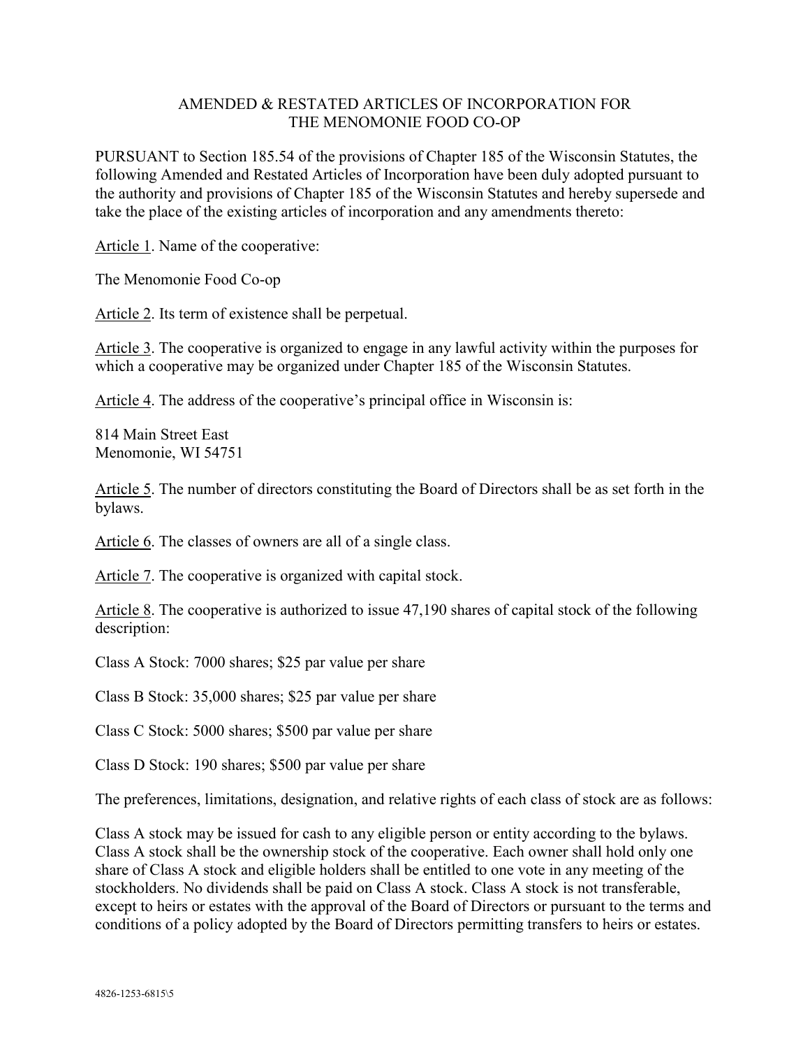# AMENDED & RESTATED ARTICLES OF INCORPORATION FOR THE MENOMONIE FOOD CO-OP

PURSUANT to Section 185.54 of the provisions of Chapter 185 of the Wisconsin Statutes, the following Amended and Restated Articles of Incorporation have been duly adopted pursuant to the authority and provisions of Chapter 185 of the Wisconsin Statutes and hereby supersede and take the place of the existing articles of incorporation and any amendments thereto:

Article 1. Name of the cooperative:

The Menomonie Food Co-op

Article 2. Its term of existence shall be perpetual.

Article 3. The cooperative is organized to engage in any lawful activity within the purposes for which a cooperative may be organized under Chapter 185 of the Wisconsin Statutes.

Article 4. The address of the cooperative's principal office in Wisconsin is:

814 Main Street East
Menomonie, WI 54751

Article 5. The number of directors constituting the Board of Directors shall be as set forth in the bylaws.

Article 6. The classes of owners are all of a single class.

Article 7. The cooperative is organized with capital stock.

Article 8. The cooperative is authorized to issue 47,190 shares of capital stock of the following description:

Class A Stock: 7000 shares; $25 par value per share

Class B Stock: 35,000 shares; $25 par value per share

Class C Stock: 5000 shares; $500 par value per share

Class D Stock: 190 shares; $500 par value per share

The preferences, limitations, designation, and relative rights of each class of stock are as follows:

Class A stock may be issued for cash to any eligible person or entity according to the bylaws. Class A stock shall be the ownership stock of the cooperative. Each owner shall hold only one share of Class A stock and eligible holders shall be entitled to one vote in any meeting of the stockholders. No dividends shall be paid on Class A stock. Class A stock is not transferable, except to heirs or estates with the approval of the Board of Directors or pursuant to the terms and conditions of a policy adopted by the Board of Directors permitting transfers to heirs or estates.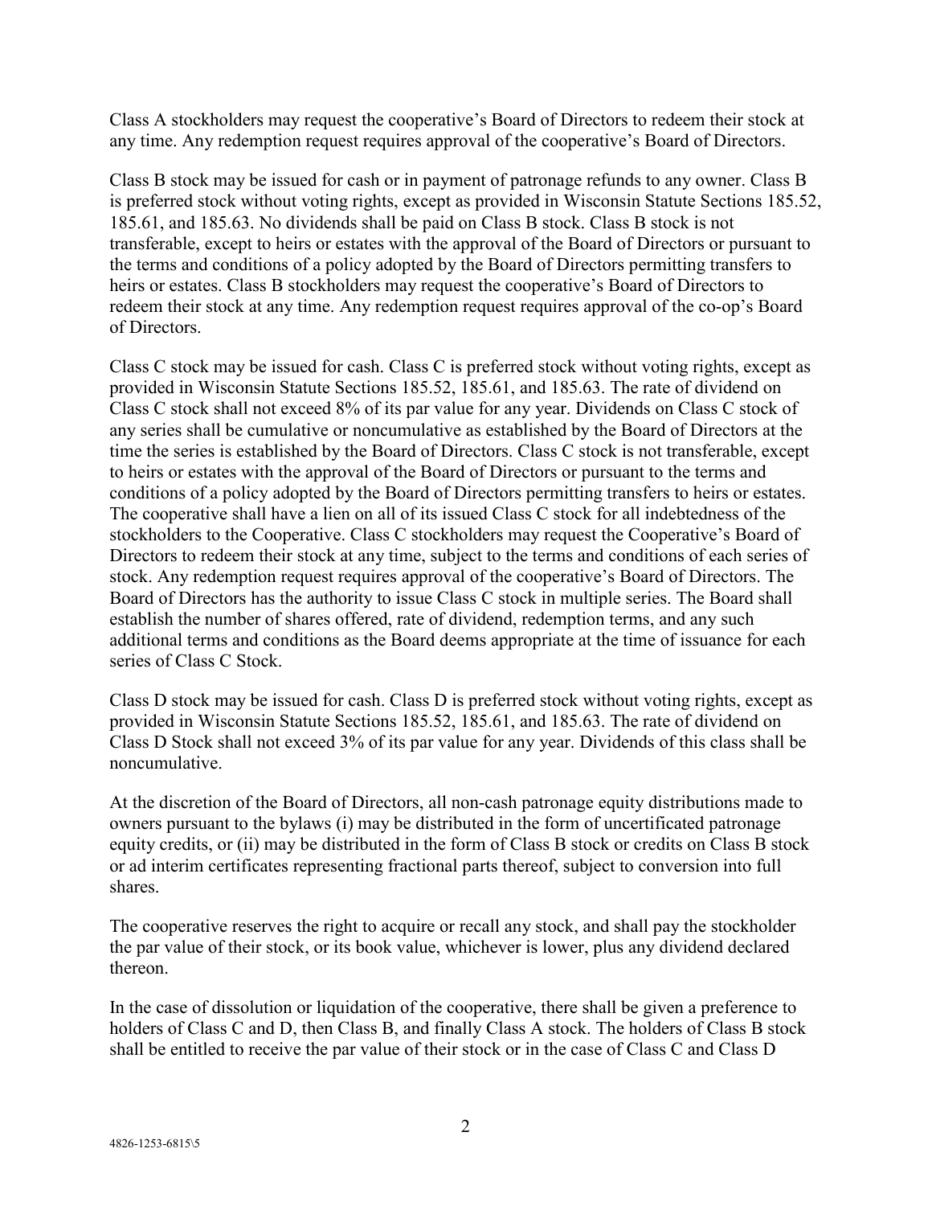Class A stockholders may request the cooperative's Board of Directors to redeem their stock at any time. Any redemption request requires approval of the cooperative's Board of Directors.

Class B stock may be issued for cash or in payment of patronage refunds to any owner. Class B is preferred stock without voting rights, except as provided in Wisconsin Statute Sections 185.52, 185.61, and 185.63. No dividends shall be paid on Class B stock. Class B stock is not transferable, except to heirs or estates with the approval of the Board of Directors or pursuant to the terms and conditions of a policy adopted by the Board of Directors permitting transfers to heirs or estates. Class B stockholders may request the cooperative's Board of Directors to redeem their stock at any time. Any redemption request requires approval of the co-op's Board of Directors.

Class C stock may be issued for cash. Class C is preferred stock without voting rights, except as provided in Wisconsin Statute Sections 185.52, 185.61, and 185.63. The rate of dividend on Class C stock shall not exceed 8% of its par value for any year. Dividends on Class C stock of any series shall be cumulative or noncumulative as established by the Board of Directors at the time the series is established by the Board of Directors. Class C stock is not transferable, except to heirs or estates with the approval of the Board of Directors or pursuant to the terms and conditions of a policy adopted by the Board of Directors permitting transfers to heirs or estates. The cooperative shall have a lien on all of its issued Class C stock for all indebtedness of the stockholders to the Cooperative. Class C stockholders may request the Cooperative's Board of Directors to redeem their stock at any time, subject to the terms and conditions of each series of stock. Any redemption request requires approval of the cooperative's Board of Directors. The Board of Directors has the authority to issue Class C stock in multiple series. The Board shall establish the number of shares offered, rate of dividend, redemption terms, and any such additional terms and conditions as the Board deems appropriate at the time of issuance for each series of Class C Stock.

Class D stock may be issued for cash. Class D is preferred stock without voting rights, except as provided in Wisconsin Statute Sections 185.52, 185.61, and 185.63. The rate of dividend on Class D Stock shall not exceed 3% of its par value for any year. Dividends of this class shall be noncumulative.

At the discretion of the Board of Directors, all non-cash patronage equity distributions made to owners pursuant to the bylaws (i) may be distributed in the form of uncertificated patronage equity credits, or (ii) may be distributed in the form of Class B stock or credits on Class B stock or ad interim certificates representing fractional parts thereof, subject to conversion into full shares.

The cooperative reserves the right to acquire or recall any stock, and shall pay the stockholder the par value of their stock, or its book value, whichever is lower, plus any dividend declared thereon.

In the case of dissolution or liquidation of the cooperative, there shall be given a preference to holders of Class C and D, then Class B, and finally Class A stock. The holders of Class B stock shall be entitled to receive the par value of their stock or in the case of Class C and Class D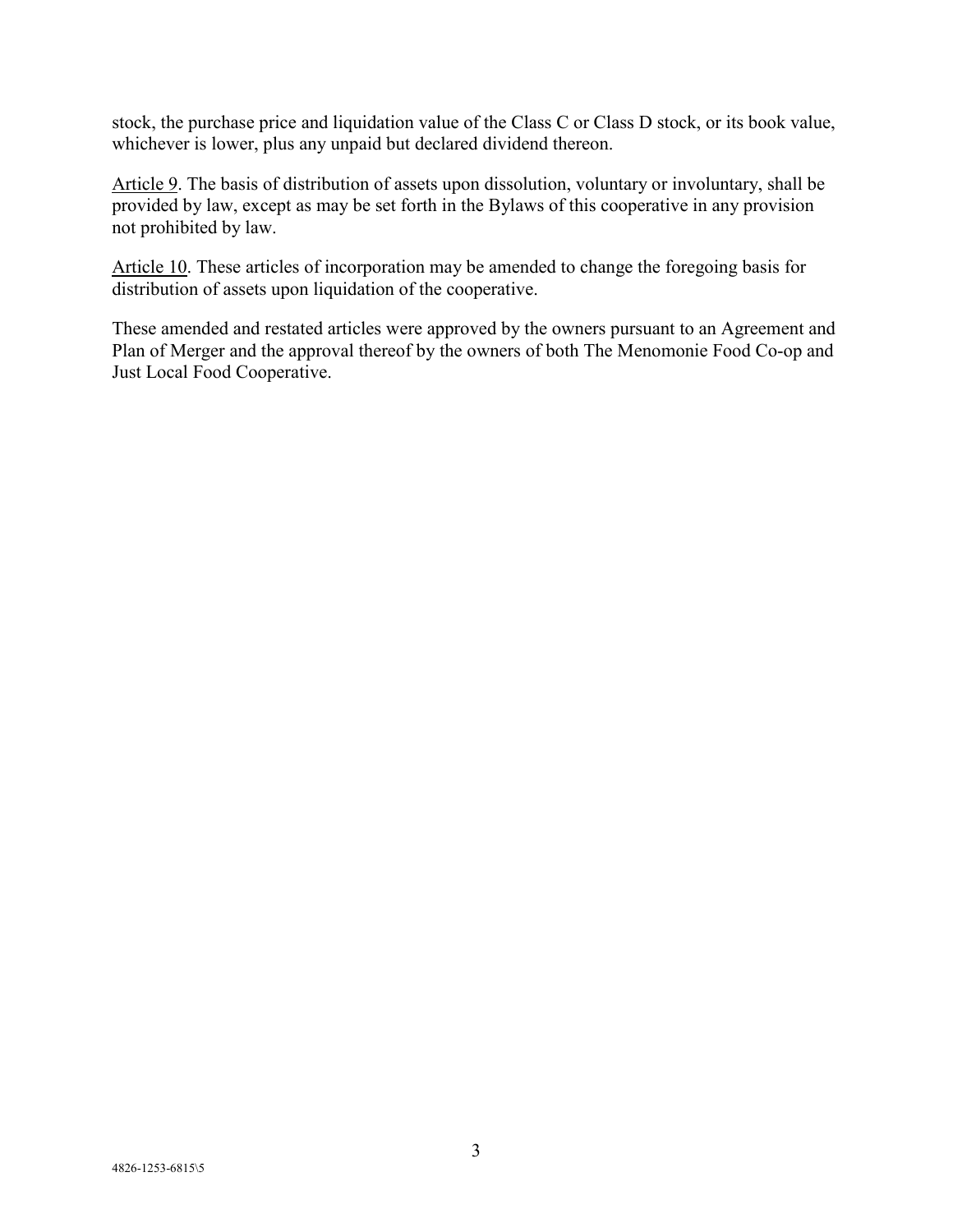stock, the purchase price and liquidation value of the Class C or Class D stock, or its book value, whichever is lower, plus any unpaid but declared dividend thereon.

<u>Article 9</u>. The basis of distribution of assets upon dissolution, voluntary or involuntary, shall be provided by law, except as may be set forth in the Bylaws of this cooperative in any provision not prohibited by law.

<u>Article 10</u>. These articles of incorporation may be amended to change the foregoing basis for distribution of assets upon liquidation of the cooperative.

These amended and restated articles were approved by the owners pursuant to an Agreement and Plan of Merger and the approval thereof by the owners of both The Menomonie Food Co-op and Just Local Food Cooperative.